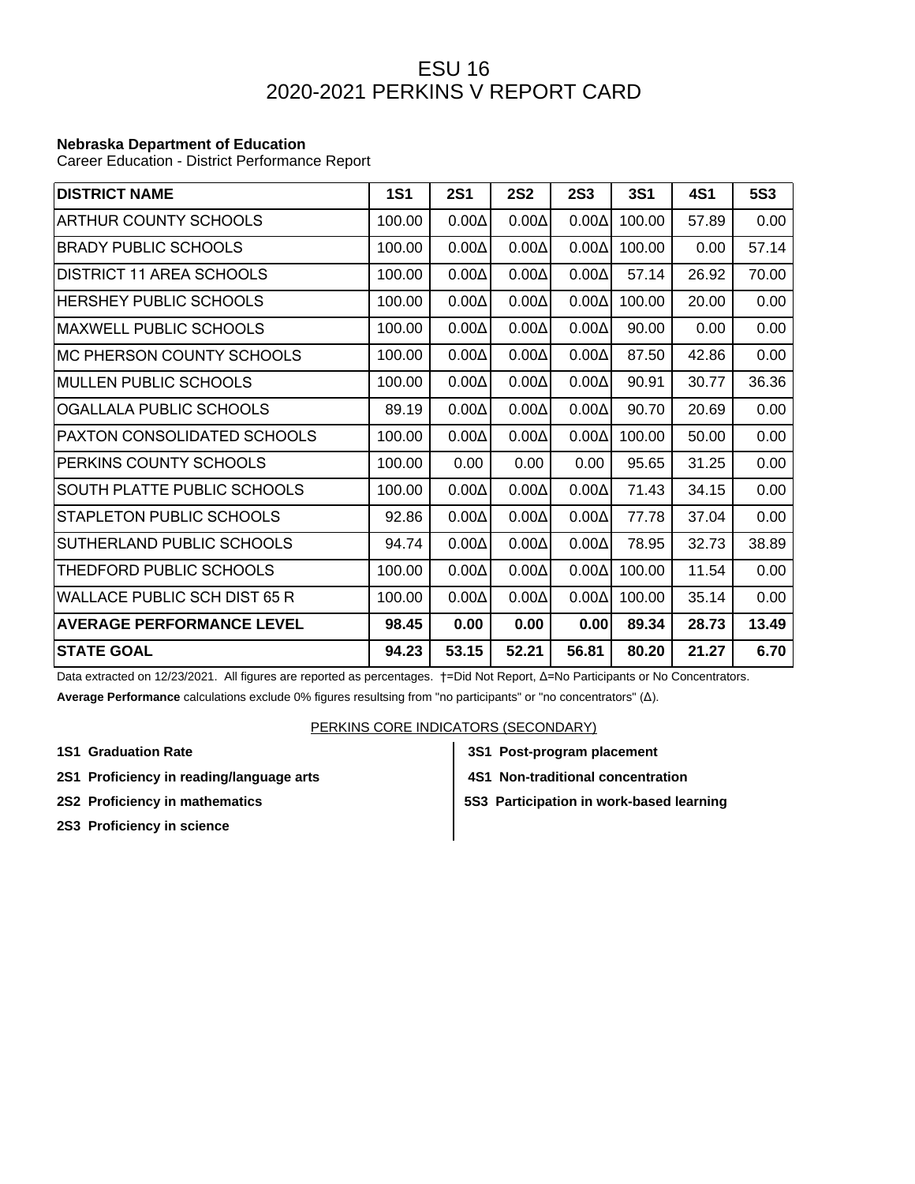# ESU 16
# 2020-2021 PERKINS V REPORT CARD

**Nebraska Department of Education**
Career Education - District Performance Report

| DISTRICT NAME | 1S1 | 2S1 | 2S2 | 2S3 | 3S1 | 4S1 | 5S3 |
|---|---|---|---|---|---|---|---|
| ARTHUR COUNTY SCHOOLS | 100.00 | 0.00Δ | 0.00Δ | 0.00Δ | 100.00 | 57.89 | 0.00 |
| BRADY PUBLIC SCHOOLS | 100.00 | 0.00Δ | 0.00Δ | 0.00Δ | 100.00 | 0.00 | 57.14 |
| DISTRICT 11 AREA SCHOOLS | 100.00 | 0.00Δ | 0.00Δ | 0.00Δ | 57.14 | 26.92 | 70.00 |
| HERSHEY PUBLIC SCHOOLS | 100.00 | 0.00Δ | 0.00Δ | 0.00Δ | 100.00 | 20.00 | 0.00 |
| MAXWELL PUBLIC SCHOOLS | 100.00 | 0.00Δ | 0.00Δ | 0.00Δ | 90.00 | 0.00 | 0.00 |
| MC PHERSON COUNTY SCHOOLS | 100.00 | 0.00Δ | 0.00Δ | 0.00Δ | 87.50 | 42.86 | 0.00 |
| MULLEN PUBLIC SCHOOLS | 100.00 | 0.00Δ | 0.00Δ | 0.00Δ | 90.91 | 30.77 | 36.36 |
| OGALLALA PUBLIC SCHOOLS | 89.19 | 0.00Δ | 0.00Δ | 0.00Δ | 90.70 | 20.69 | 0.00 |
| PAXTON CONSOLIDATED SCHOOLS | 100.00 | 0.00Δ | 0.00Δ | 0.00Δ | 100.00 | 50.00 | 0.00 |
| PERKINS COUNTY SCHOOLS | 100.00 | 0.00 | 0.00 | 0.00 | 95.65 | 31.25 | 0.00 |
| SOUTH PLATTE PUBLIC SCHOOLS | 100.00 | 0.00Δ | 0.00Δ | 0.00Δ | 71.43 | 34.15 | 0.00 |
| STAPLETON PUBLIC SCHOOLS | 92.86 | 0.00Δ | 0.00Δ | 0.00Δ | 77.78 | 37.04 | 0.00 |
| SUTHERLAND PUBLIC SCHOOLS | 94.74 | 0.00Δ | 0.00Δ | 0.00Δ | 78.95 | 32.73 | 38.89 |
| THEDFORD PUBLIC SCHOOLS | 100.00 | 0.00Δ | 0.00Δ | 0.00Δ | 100.00 | 11.54 | 0.00 |
| WALLACE PUBLIC SCH DIST 65 R | 100.00 | 0.00Δ | 0.00Δ | 0.00Δ | 100.00 | 35.14 | 0.00 |
| **AVERAGE PERFORMANCE LEVEL** | **98.45** | **0.00** | **0.00** | **0.00** | **89.34** | **28.73** | **13.49** |
| **STATE GOAL** | **94.23** | **53.15** | **52.21** | **56.81** | **80.20** | **21.27** | **6.70** |

Data extracted on 12/23/2021. All figures are reported as percentages. †=Did Not Report, Δ=No Participants or No Concentrators.

**Average Performance** calculations exclude 0% figures resultsing from "no participants" or "no concentrators" (Δ).

PERKINS CORE INDICATORS (SECONDARY)

- **1S1 Graduation Rate**
- **2S1 Proficiency in reading/language arts**
- **2S2 Proficiency in mathematics**
- **2S3 Proficiency in science**
- **3S1 Post-program placement**
- **4S1 Non-traditional concentration**
- **5S3 Participation in work-based learning**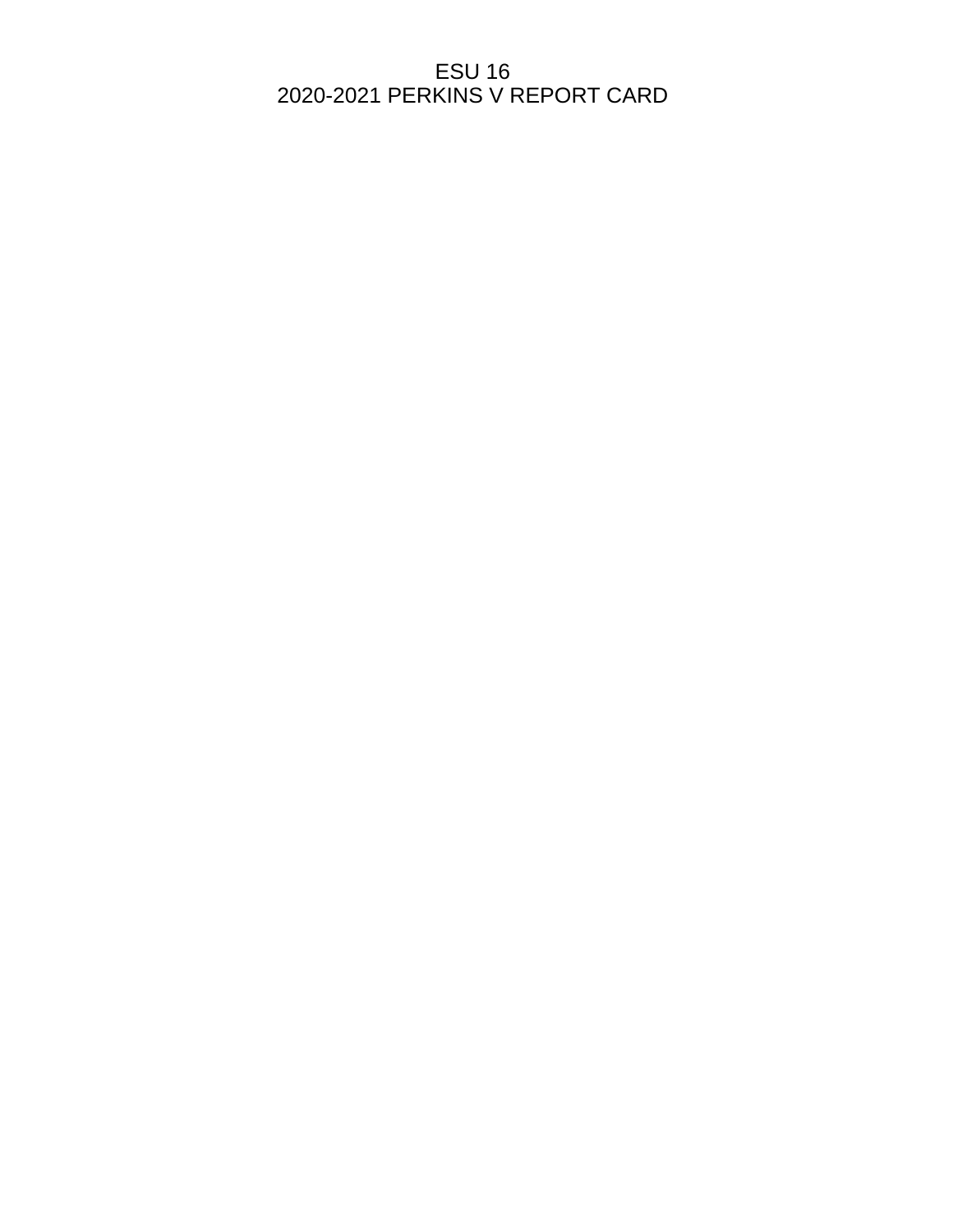# ESU 16
# 2020-2021 PERKINS V REPORT CARD